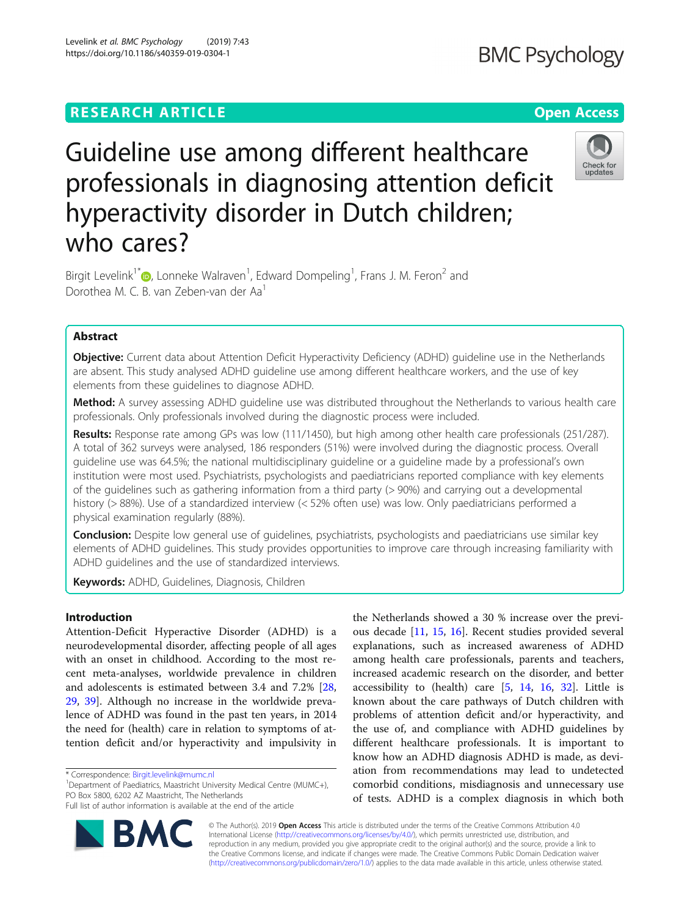RESEARCH ARTICLE

Open Access

# Guideline use among different healthcare professionals in diagnosing attention deficit hyperactivity disorder in Dutch children; who cares?

Birgit Levelink[1*], Lonneke Walraven[1], Edward Dompeling[1], Frans J. M. Feron[2] and Dorothea M. C. B. van Zeben-van der Aa[1]

## Abstract

**Objective:** Current data about Attention Deficit Hyperactivity Deficiency (ADHD) guideline use in the Netherlands are absent. This study analysed ADHD guideline use among different healthcare workers, and the use of key elements from these guidelines to diagnose ADHD.

**Method:** A survey assessing ADHD guideline use was distributed throughout the Netherlands to various health care professionals. Only professionals involved during the diagnostic process were included.

**Results:** Response rate among GPs was low (111/1450), but high among other health care professionals (251/287). A total of 362 surveys were analysed, 186 responders (51%) were involved during the diagnostic process. Overall guideline use was 64.5%; the national multidisciplinary guideline or a guideline made by a professional's own institution were most used. Psychiatrists, psychologists and paediatricians reported compliance with key elements of the guidelines such as gathering information from a third party (> 90%) and carrying out a developmental history (> 88%). Use of a standardized interview (< 52% often use) was low. Only paediatricians performed a physical examination regularly (88%).

**Conclusion:** Despite low general use of guidelines, psychiatrists, psychologists and paediatricians use similar key elements of ADHD guidelines. This study provides opportunities to improve care through increasing familiarity with ADHD guidelines and the use of standardized interviews.

**Keywords:** ADHD, Guidelines, Diagnosis, Children

## Introduction

Attention-Deficit Hyperactive Disorder (ADHD) is a neurodevelopmental disorder, affecting people of all ages with an onset in childhood. According to the most recent meta-analyses, worldwide prevalence in children and adolescents is estimated between 3.4 and 7.2% [28, 29, 39]. Although no increase in the worldwide prevalence of ADHD was found in the past ten years, in 2014 the need for (health) care in relation to symptoms of attention deficit and/or hyperactivity and impulsivity in the Netherlands showed a 30 % increase over the previous decade [11, 15, 16]. Recent studies provided several explanations, such as increased awareness of ADHD among health care professionals, parents and teachers, increased academic research on the disorder, and better accessibility to (health) care [5, 14, 16, 32]. Little is known about the care pathways of Dutch children with problems of attention deficit and/or hyperactivity, and the use of, and compliance with ADHD guidelines by different healthcare professionals. It is important to know how an ADHD diagnosis ADHD is made, as deviation from recommendations may lead to undetected comorbid conditions, misdiagnosis and unnecessary use of tests. ADHD is a complex diagnosis in which both

* Correspondence: Birgit.levelink@mumc.nl
[1]Department of Paediatrics, Maastricht University Medical Centre (MUMC+), PO Box 5800, 6202 AZ Maastricht, The Netherlands
Full list of author information is available at the end of the article

© The Author(s). 2019 **Open Access** This article is distributed under the terms of the Creative Commons Attribution 4.0 International License (http://creativecommons.org/licenses/by/4.0/), which permits unrestricted use, distribution, and reproduction in any medium, provided you give appropriate credit to the original author(s) and the source, provide a link to the Creative Commons license, and indicate if changes were made. The Creative Commons Public Domain Dedication waiver (http://creativecommons.org/publicdomain/zero/1.0/) applies to the data made available in this article, unless otherwise stated.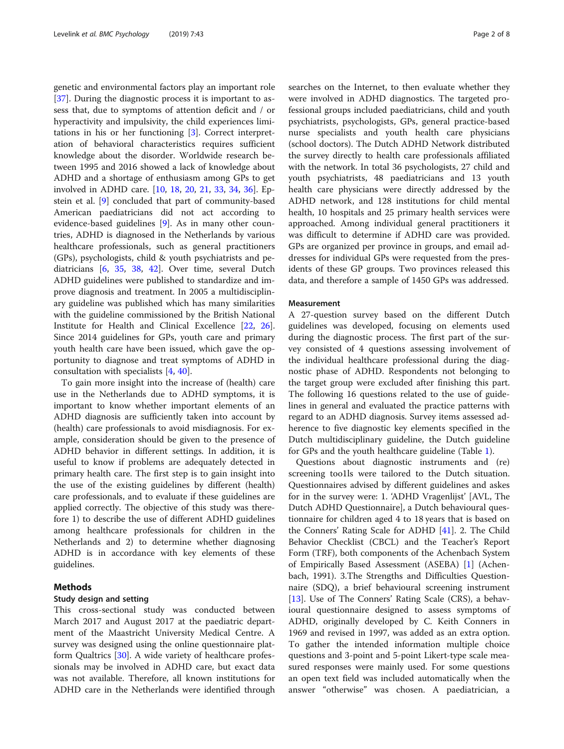genetic and environmental factors play an important role [37]. During the diagnostic process it is important to assess that, due to symptoms of attention deficit and / or hyperactivity and impulsivity, the child experiences limitations in his or her functioning [3]. Correct interpretation of behavioral characteristics requires sufficient knowledge about the disorder. Worldwide research between 1995 and 2016 showed a lack of knowledge about ADHD and a shortage of enthusiasm among GPs to get involved in ADHD care. [10, 18, 20, 21, 33, 34, 36]. Epstein et al. [9] concluded that part of community-based American paediatricians did not act according to evidence-based guidelines [9]. As in many other countries, ADHD is diagnosed in the Netherlands by various healthcare professionals, such as general practitioners (GPs), psychologists, child & youth psychiatrists and paediatricians [6, 35, 38, 42]. Over time, several Dutch ADHD guidelines were published to standardize and improve diagnosis and treatment. In 2005 a multidisciplinary guideline was published which has many similarities with the guideline commissioned by the British National Institute for Health and Clinical Excellence [22, 26]. Since 2014 guidelines for GPs, youth care and primary youth health care have been issued, which gave the opportunity to diagnose and treat symptoms of ADHD in consultation with specialists [4, 40].

To gain more insight into the increase of (health) care use in the Netherlands due to ADHD symptoms, it is important to know whether important elements of an ADHD diagnosis are sufficiently taken into account by (health) care professionals to avoid misdiagnosis. For example, consideration should be given to the presence of ADHD behavior in different settings. In addition, it is useful to know if problems are adequately detected in primary health care. The first step is to gain insight into the use of the existing guidelines by different (health) care professionals, and to evaluate if these guidelines are applied correctly. The objective of this study was therefore 1) to describe the use of different ADHD guidelines among healthcare professionals for children in the Netherlands and 2) to determine whether diagnosing ADHD is in accordance with key elements of these guidelines.

## Methods

### Study design and setting

This cross-sectional study was conducted between March 2017 and August 2017 at the paediatric department of the Maastricht University Medical Centre. A survey was designed using the online questionnaire platform Qualtrics [30]. A wide variety of healthcare professionals may be involved in ADHD care, but exact data was not available. Therefore, all known institutions for ADHD care in the Netherlands were identified through searches on the Internet, to then evaluate whether they were involved in ADHD diagnostics. The targeted professional groups included paediatricians, child and youth psychiatrists, psychologists, GPs, general practice-based nurse specialists and youth health care physicians (school doctors). The Dutch ADHD Network distributed the survey directly to health care professionals affiliated with the network. In total 36 psychologists, 27 child and youth psychiatrists, 48 paediatricians and 13 youth health care physicians were directly addressed by the ADHD network, and 128 institutions for child mental health, 10 hospitals and 25 primary health services were approached. Among individual general practitioners it was difficult to determine if ADHD care was provided. GPs are organized per province in groups, and email addresses for individual GPs were requested from the presidents of these GP groups. Two provinces released this data, and therefore a sample of 1450 GPs was addressed.

### Measurement

A 27-question survey based on the different Dutch guidelines was developed, focusing on elements used during the diagnostic process. The first part of the survey consisted of 4 questions assessing involvement of the individual healthcare professional during the diagnostic phase of ADHD. Respondents not belonging to the target group were excluded after finishing this part. The following 16 questions related to the use of guidelines in general and evaluated the practice patterns with regard to an ADHD diagnosis. Survey items assessed adherence to five diagnostic key elements specified in the Dutch multidisciplinary guideline, the Dutch guideline for GPs and the youth healthcare guideline (Table 1).

Questions about diagnostic instruments and (re) screening too1ls were tailored to the Dutch situation. Questionnaires advised by different guidelines and askes for in the survey were: 1. 'ADHD Vragenlijst' [AVL, The Dutch ADHD Questionnaire], a Dutch behavioural questionnaire for children aged 4 to 18 years that is based on the Conners' Rating Scale for ADHD [41]. 2. The Child Behavior Checklist (CBCL) and the Teacher's Report Form (TRF), both components of the Achenbach System of Empirically Based Assessment (ASEBA) [1] (Achenbach, 1991). 3.The Strengths and Difficulties Questionnaire (SDQ), a brief behavioural screening instrument [13]. Use of The Conners' Rating Scale (CRS), a behavioural questionnaire designed to assess symptoms of ADHD, originally developed by C. Keith Conners in 1969 and revised in 1997, was added as an extra option. To gather the intended information multiple choice questions and 3-point and 5-point Likert-type scale measured responses were mainly used. For some questions an open text field was included automatically when the answer "otherwise" was chosen. A paediatrician, a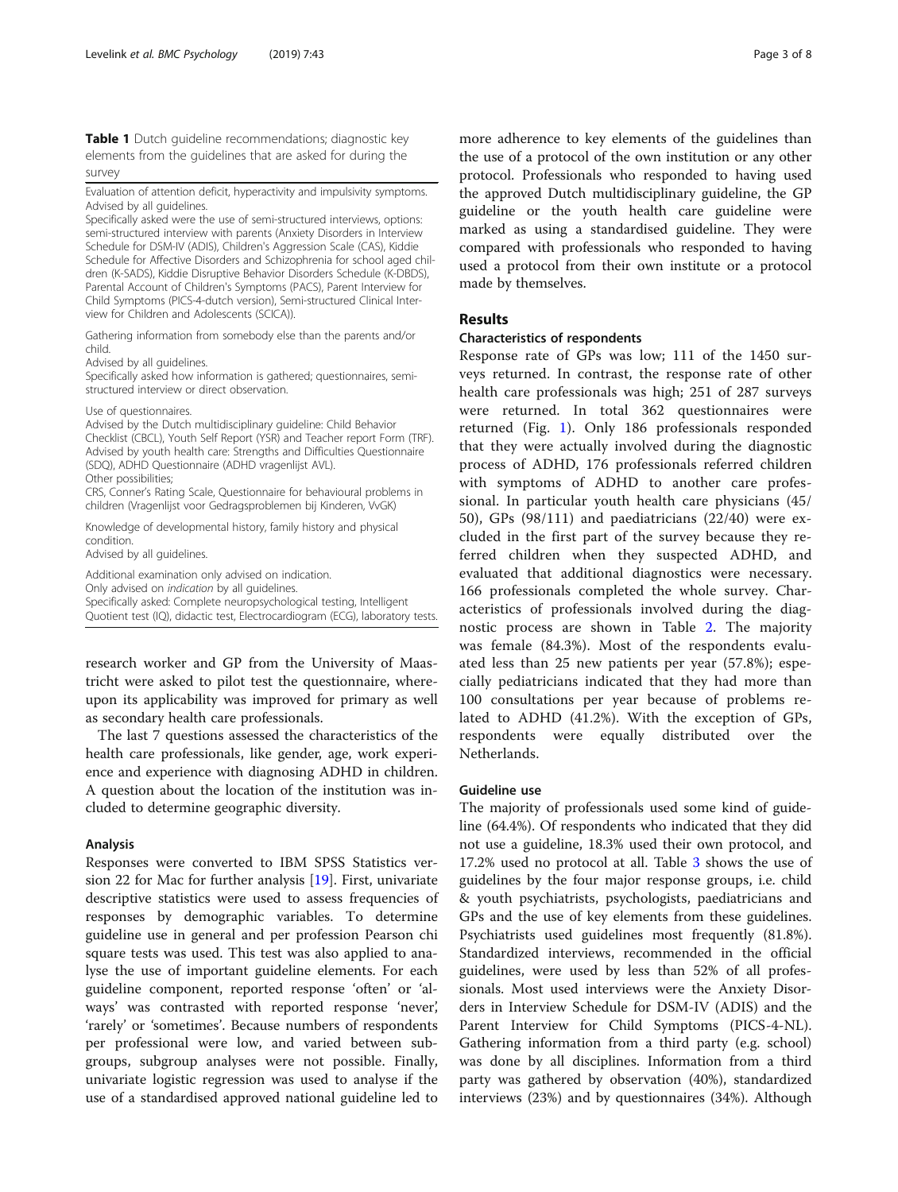**Table 1** Dutch guideline recommendations; diagnostic key elements from the guidelines that are asked for during the survey

| |
|---|
| Evaluation of attention deficit, hyperactivity and impulsivity symptoms.<br>Advised by all guidelines.<br>Specifically asked were the use of semi-structured interviews, options: semi-structured interview with parents (Anxiety Disorders in Interview Schedule for DSM-IV (ADIS), Children's Aggression Scale (CAS), Kiddie Schedule for Affective Disorders and Schizophrenia for school aged children (K-SADS), Kiddie Disruptive Behavior Disorders Schedule (K-DBDS), Parental Account of Children's Symptoms (PACS), Parent Interview for Child Symptoms (PICS-4-dutch version), Semi-structured Clinical Interview for Children and Adolescents (SCICA)). |
| Gathering information from somebody else than the parents and/or child.<br>Advised by all guidelines.<br>Specifically asked how information is gathered; questionnaires, semi-structured interview or direct observation. |
| Use of questionnaires.<br>Advised by the Dutch multidisciplinary guideline: Child Behavior Checklist (CBCL), Youth Self Report (YSR) and Teacher report Form (TRF).<br>Advised by youth health care: Strengths and Difficulties Questionnaire (SDQ), ADHD Questionnaire (ADHD vragenlijst AVL).<br>Other possibilities;<br>CRS, Conner's Rating Scale, Questionnaire for behavioural problems in children (Vragenlijst voor Gedragsproblemen bij Kinderen, VvGK) |
| Knowledge of developmental history, family history and physical condition.<br>Advised by all guidelines. |
| Additional examination only advised on indication.<br>Only advised on *indication* by all guidelines.<br>Specifically asked: Complete neuropsychological testing, Intelligent Quotient test (IQ), didactic test, Electrocardiogram (ECG), laboratory tests. |

research worker and GP from the University of Maastricht were asked to pilot test the questionnaire, whereupon its applicability was improved for primary as well as secondary health care professionals.

The last 7 questions assessed the characteristics of the health care professionals, like gender, age, work experience and experience with diagnosing ADHD in children. A question about the location of the institution was included to determine geographic diversity.

### Analysis

Responses were converted to IBM SPSS Statistics version 22 for Mac for further analysis [19]. First, univariate descriptive statistics were used to assess frequencies of responses by demographic variables. To determine guideline use in general and per profession Pearson chi square tests was used. This test was also applied to analyse the use of important guideline elements. For each guideline component, reported response 'often' or 'always' was contrasted with reported response 'never', 'rarely' or 'sometimes'. Because numbers of respondents per professional were low, and varied between subgroups, subgroup analyses were not possible. Finally, univariate logistic regression was used to analyse if the use of a standardised approved national guideline led to more adherence to key elements of the guidelines than the use of a protocol of the own institution or any other protocol. Professionals who responded to having used the approved Dutch multidisciplinary guideline, the GP guideline or the youth health care guideline were marked as using a standardised guideline. They were compared with professionals who responded to having used a protocol from their own institute or a protocol made by themselves.

## Results

### Characteristics of respondents

Response rate of GPs was low; 111 of the 1450 surveys returned. In contrast, the response rate of other health care professionals was high; 251 of 287 surveys were returned. In total 362 questionnaires were returned (Fig. 1). Only 186 professionals responded that they were actually involved during the diagnostic process of ADHD, 176 professionals referred children with symptoms of ADHD to another care professional. In particular youth health care physicians (45/50), GPs (98/111) and paediatricians (22/40) were excluded in the first part of the survey because they referred children when they suspected ADHD, and evaluated that additional diagnostics were necessary. 166 professionals completed the whole survey. Characteristics of professionals involved during the diagnostic process are shown in Table 2. The majority was female (84.3%). Most of the respondents evaluated less than 25 new patients per year (57.8%); especially pediatricians indicated that they had more than 100 consultations per year because of problems related to ADHD (41.2%). With the exception of GPs, respondents were equally distributed over the Netherlands.

### Guideline use

The majority of professionals used some kind of guideline (64.4%). Of respondents who indicated that they did not use a guideline, 18.3% used their own protocol, and 17.2% used no protocol at all. Table 3 shows the use of guidelines by the four major response groups, i.e. child & youth psychiatrists, psychologists, paediatricians and GPs and the use of key elements from these guidelines. Psychiatrists used guidelines most frequently (81.8%). Standardized interviews, recommended in the official guidelines, were used by less than 52% of all professionals. Most used interviews were the Anxiety Disorders in Interview Schedule for DSM-IV (ADIS) and the Parent Interview for Child Symptoms (PICS-4-NL). Gathering information from a third party (e.g. school) was done by all disciplines. Information from a third party was gathered by observation (40%), standardized interviews (23%) and by questionnaires (34%). Although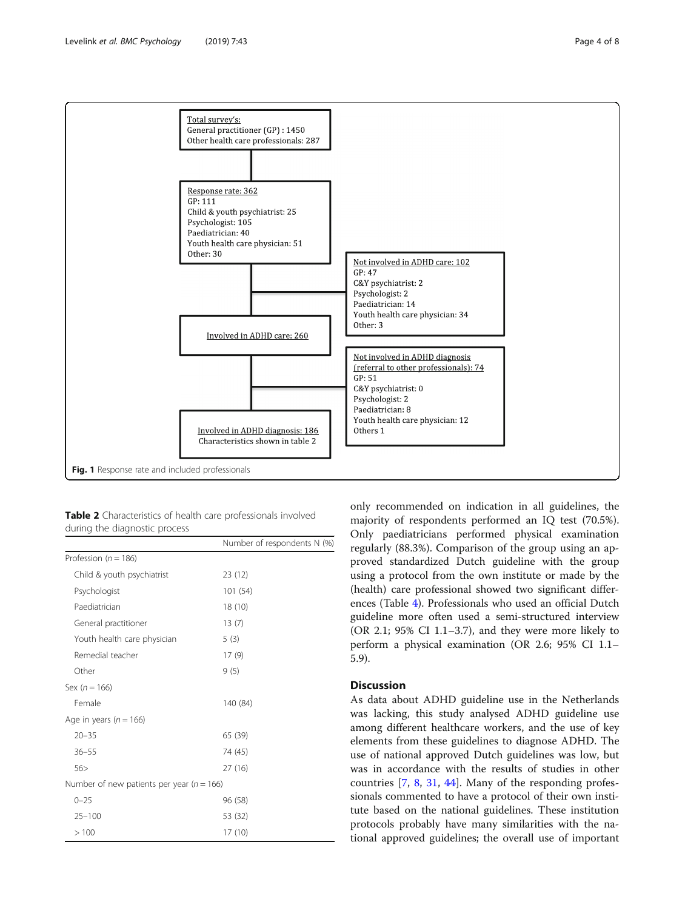Total survey's:
General practitioner (GP) : 1450
Other health care professionals: 287

Response rate: 362
GP: 111
Child & youth psychiatrist: 25
Psychologist: 105
Paediatrician: 40
Youth health care physician: 51
Other: 30

Not involved in ADHD care: 102
GP: 47
C&Y psychiatrist: 2
Psychologist: 2
Paediatrician: 14
Youth health care physician: 34
Other: 3

Involved in ADHD care: 260

Not involved in ADHD diagnosis (referral to other professionals): 74
GP: 51
C&Y psychiatrist: 0
Psychologist: 2
Paediatrician: 8
Youth health care physician: 12
Others 1

Involved in ADHD diagnosis: 186
Characteristics shown in table 2

**Fig. 1** Response rate and included professionals

**Table 2** Characteristics of health care professionals involved during the diagnostic process

| | Number of respondents N (%) |
|---|---|
| Profession (*n* = 186) | |
| Child & youth psychiatrist | 23 (12) |
| Psychologist | 101 (54) |
| Paediatrician | 18 (10) |
| General practitioner | 13 (7) |
| Youth health care physician | 5 (3) |
| Remedial teacher | 17 (9) |
| Other | 9 (5) |
| Sex (*n* = 166) | |
| Female | 140 (84) |
| Age in years (*n* = 166) | |
| 20–35 | 65 (39) |
| 36–55 | 74 (45) |
| 56> | 27 (16) |
| Number of new patients per year (*n* = 166) | |
| 0–25 | 96 (58) |
| 25–100 | 53 (32) |
| > 100 | 17 (10) |

only recommended on indication in all guidelines, the majority of respondents performed an IQ test (70.5%). Only paediatricians performed physical examination regularly (88.3%). Comparison of the group using an approved standardized Dutch guideline with the group using a protocol from the own institute or made by the (health) care professional showed two significant differences (Table 4). Professionals who used an official Dutch guideline more often used a semi-structured interview (OR 2.1; 95% CI 1.1–3.7), and they were more likely to perform a physical examination (OR 2.6; 95% CI 1.1–5.9).

## Discussion

As data about ADHD guideline use in the Netherlands was lacking, this study analysed ADHD guideline use among different healthcare workers, and the use of key elements from these guidelines to diagnose ADHD. The use of national approved Dutch guidelines was low, but was in accordance with the results of studies in other countries [7, 8, 31, 44]. Many of the responding professionals commented to have a protocol of their own institute based on the national guidelines. These institution protocols probably have many similarities with the national approved guidelines; the overall use of important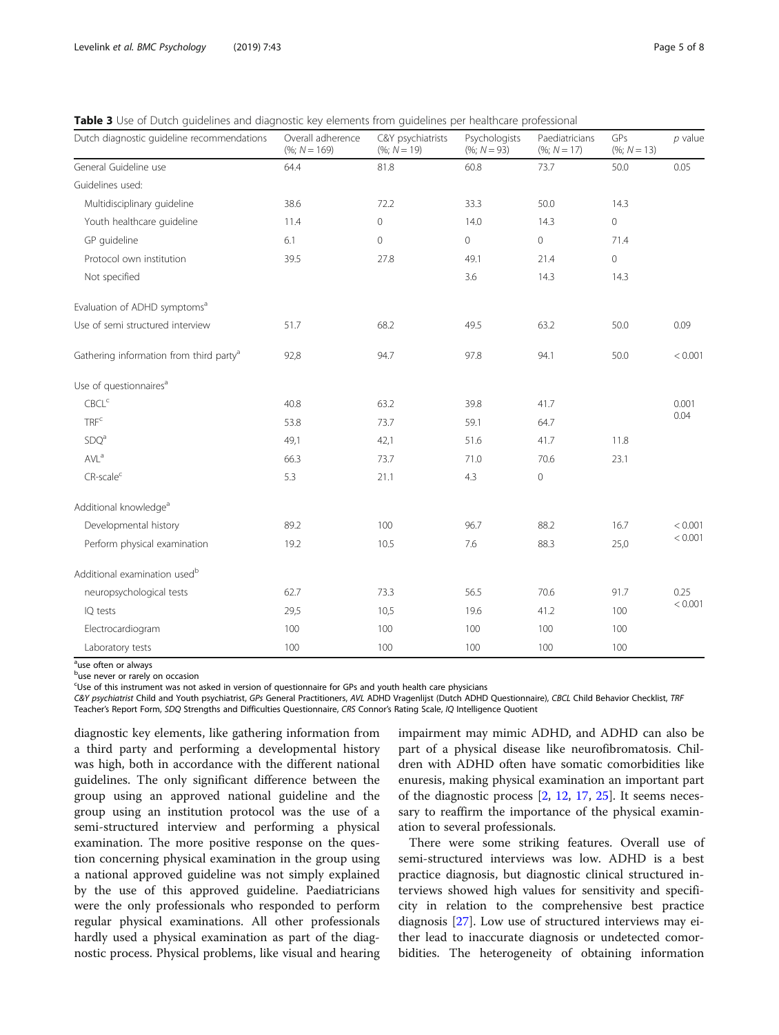**Table 3** Use of Dutch guidelines and diagnostic key elements from guidelines per healthcare professional

| Dutch diagnostic guideline recommendations | Overall adherence (%; N = 169) | C&Y psychiatrists (%; N = 19) | Psychologists (%; N = 93) | Paediatricians (%; N = 17) | GPs (%; N = 13) | p value |
|---|---|---|---|---|---|---|
| General Guideline use | 64.4 | 81.8 | 60.8 | 73.7 | 50.0 | 0.05 |
| Guidelines used: | | | | | | |
| Multidisciplinary guideline | 38.6 | 72.2 | 33.3 | 50.0 | 14.3 | |
| Youth healthcare guideline | 11.4 | 0 | 14.0 | 14.3 | 0 | |
| GP guideline | 6.1 | 0 | 0 | 0 | 71.4 | |
| Protocol own institution | 39.5 | 27.8 | 49.1 | 21.4 | 0 | |
| Not specified | | | 3.6 | 14.3 | 14.3 | |
| Evaluation of ADHD symptoms[a] | | | | | | |
| Use of semi structured interview | 51.7 | 68.2 | 49.5 | 63.2 | 50.0 | 0.09 |
| Gathering information from third party[a] | 92,8 | 94.7 | 97.8 | 94.1 | 50.0 | < 0.001 |
| Use of questionnaires[a] | | | | | | |
| CBCL[c] | 40.8 | 63.2 | 39.8 | 41.7 | | 0.001 |
| TRF[c] | 53.8 | 73.7 | 59.1 | 64.7 | | 0.04 |
| SDQ[a] | 49,1 | 42,1 | 51.6 | 41.7 | 11.8 | |
| AVL[a] | 66.3 | 73.7 | 71.0 | 70.6 | 23.1 | |
| CR-scale[c] | 5.3 | 21.1 | 4.3 | 0 | | |
| Additional knowledge[a] | | | | | | |
| Developmental history | 89.2 | 100 | 96.7 | 88.2 | 16.7 | < 0.001 |
| Perform physical examination | 19.2 | 10.5 | 7.6 | 88.3 | 25,0 | < 0.001 |
| Additional examination used[b] | | | | | | |
| neuropsychological tests | 62.7 | 73.3 | 56.5 | 70.6 | 91.7 | 0.25 |
| IQ tests | 29,5 | 10,5 | 19.6 | 41.2 | 100 | < 0.001 |
| Electrocardiogram | 100 | 100 | 100 | 100 | 100 | |
| Laboratory tests | 100 | 100 | 100 | 100 | 100 | |

[a]use often or always
[b]use never or rarely on occasion
[c]Use of this instrument was not asked in version of questionnaire for GPs and youth health care physicians
*C&Y psychiatrist* Child and Youth psychiatrist, *GPs* General Practitioners, *AVL* ADHD Vragenlijst (Dutch ADHD Questionnaire), *CBCL* Child Behavior Checklist, *TRF* Teacher's Report Form, *SDQ* Strengths and Difficulties Questionnaire, *CRS* Connor's Rating Scale, *IQ* Intelligence Quotient

diagnostic key elements, like gathering information from a third party and performing a developmental history was high, both in accordance with the different national guidelines. The only significant difference between the group using an approved national guideline and the group using an institution protocol was the use of a semi-structured interview and performing a physical examination. The more positive response on the question concerning physical examination in the group using a national approved guideline was not simply explained by the use of this approved guideline. Paediatricians were the only professionals who responded to perform regular physical examinations. All other professionals hardly used a physical examination as part of the diagnostic process. Physical problems, like visual and hearing impairment may mimic ADHD, and ADHD can also be part of a physical disease like neurofibromatosis. Children with ADHD often have somatic comorbidities like enuresis, making physical examination an important part of the diagnostic process [2, 12, 17, 25]. It seems necessary to reaffirm the importance of the physical examination to several professionals.

There were some striking features. Overall use of semi-structured interviews was low. ADHD is a best practice diagnosis, but diagnostic clinical structured interviews showed high values for sensitivity and specificity in relation to the comprehensive best practice diagnosis [27]. Low use of structured interviews may either lead to inaccurate diagnosis or undetected comorbidities. The heterogeneity of obtaining information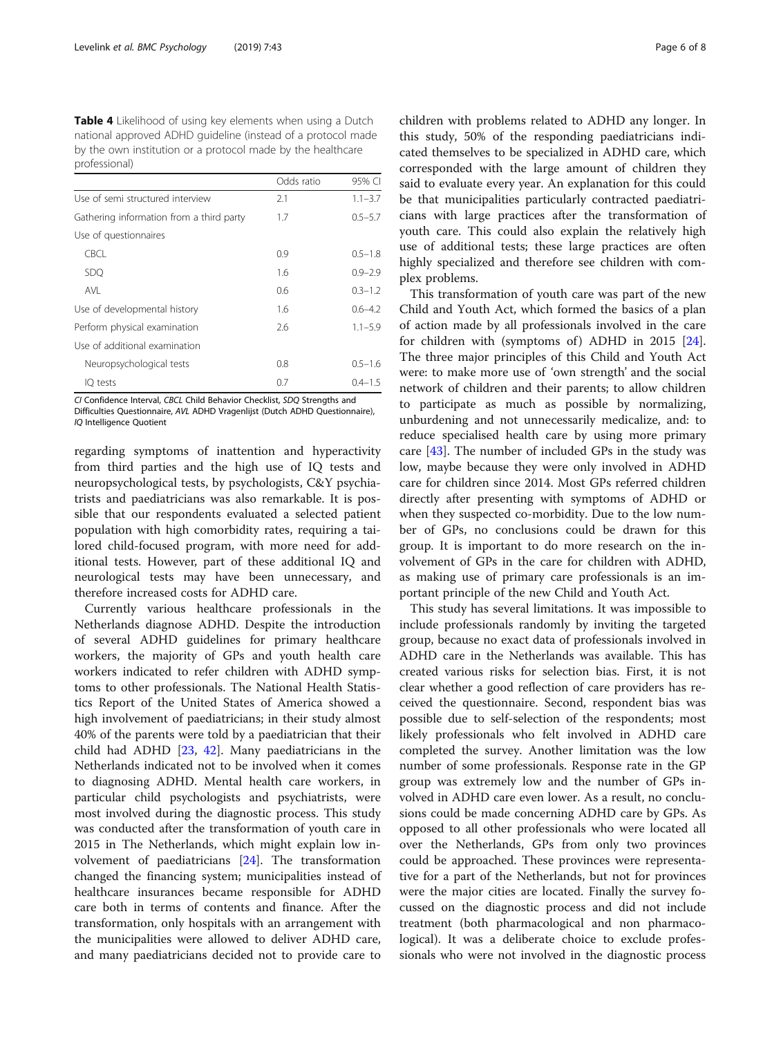**Table 4** Likelihood of using key elements when using a Dutch national approved ADHD guideline (instead of a protocol made by the own institution or a protocol made by the healthcare professional)

| | Odds ratio | 95% CI |
|---|---|---|
| Use of semi structured interview | 2.1 | 1.1–3.7 |
| Gathering information from a third party | 1.7 | 0.5–5.7 |
| Use of questionnaires | | |
| CBCL | 0.9 | 0.5–1.8 |
| SDQ | 1.6 | 0.9–2.9 |
| AVL | 0.6 | 0.3–1.2 |
| Use of developmental history | 1.6 | 0.6–4.2 |
| Perform physical examination | 2.6 | 1.1–5.9 |
| Use of additional examination | | |
| Neuropsychological tests | 0.8 | 0.5–1.6 |
| IQ tests | 0.7 | 0.4–1.5 |

*CI* Confidence Interval, *CBCL* Child Behavior Checklist, *SDQ* Strengths and Difficulties Questionnaire, *AVL* ADHD Vragenlijst (Dutch ADHD Questionnaire), *IQ* Intelligence Quotient

regarding symptoms of inattention and hyperactivity from third parties and the high use of IQ tests and neuropsychological tests, by psychologists, C&Y psychiatrists and paediatricians was also remarkable. It is possible that our respondents evaluated a selected patient population with high comorbidity rates, requiring a tailored child-focused program, with more need for additional tests. However, part of these additional IQ and neurological tests may have been unnecessary, and therefore increased costs for ADHD care.

Currently various healthcare professionals in the Netherlands diagnose ADHD. Despite the introduction of several ADHD guidelines for primary healthcare workers, the majority of GPs and youth health care workers indicated to refer children with ADHD symptoms to other professionals. The National Health Statistics Report of the United States of America showed a high involvement of paediatricians; in their study almost 40% of the parents were told by a paediatrician that their child had ADHD [23, 42]. Many paediatricians in the Netherlands indicated not to be involved when it comes to diagnosing ADHD. Mental health care workers, in particular child psychologists and psychiatrists, were most involved during the diagnostic process. This study was conducted after the transformation of youth care in 2015 in The Netherlands, which might explain low involvement of paediatricians [24]. The transformation changed the financing system; municipalities instead of healthcare insurances became responsible for ADHD care both in terms of contents and finance. After the transformation, only hospitals with an arrangement with the municipalities were allowed to deliver ADHD care, and many paediatricians decided not to provide care to children with problems related to ADHD any longer. In this study, 50% of the responding paediatricians indicated themselves to be specialized in ADHD care, which corresponded with the large amount of children they said to evaluate every year. An explanation for this could be that municipalities particularly contracted paediatricians with large practices after the transformation of youth care. This could also explain the relatively high use of additional tests; these large practices are often highly specialized and therefore see children with complex problems.

This transformation of youth care was part of the new Child and Youth Act, which formed the basics of a plan of action made by all professionals involved in the care for children with (symptoms of) ADHD in 2015 [24]. The three major principles of this Child and Youth Act were: to make more use of 'own strength' and the social network of children and their parents; to allow children to participate as much as possible by normalizing, unburdening and not unnecessarily medicalize, and: to reduce specialised health care by using more primary care [43]. The number of included GPs in the study was low, maybe because they were only involved in ADHD care for children since 2014. Most GPs referred children directly after presenting with symptoms of ADHD or when they suspected co-morbidity. Due to the low number of GPs, no conclusions could be drawn for this group. It is important to do more research on the involvement of GPs in the care for children with ADHD, as making use of primary care professionals is an important principle of the new Child and Youth Act.

This study has several limitations. It was impossible to include professionals randomly by inviting the targeted group, because no exact data of professionals involved in ADHD care in the Netherlands was available. This has created various risks for selection bias. First, it is not clear whether a good reflection of care providers has received the questionnaire. Second, respondent bias was possible due to self-selection of the respondents; most likely professionals who felt involved in ADHD care completed the survey. Another limitation was the low number of some professionals. Response rate in the GP group was extremely low and the number of GPs involved in ADHD care even lower. As a result, no conclusions could be made concerning ADHD care by GPs. As opposed to all other professionals who were located all over the Netherlands, GPs from only two provinces could be approached. These provinces were representative for a part of the Netherlands, but not for provinces were the major cities are located. Finally the survey focussed on the diagnostic process and did not include treatment (both pharmacological and non pharmacological). It was a deliberate choice to exclude professionals who were not involved in the diagnostic process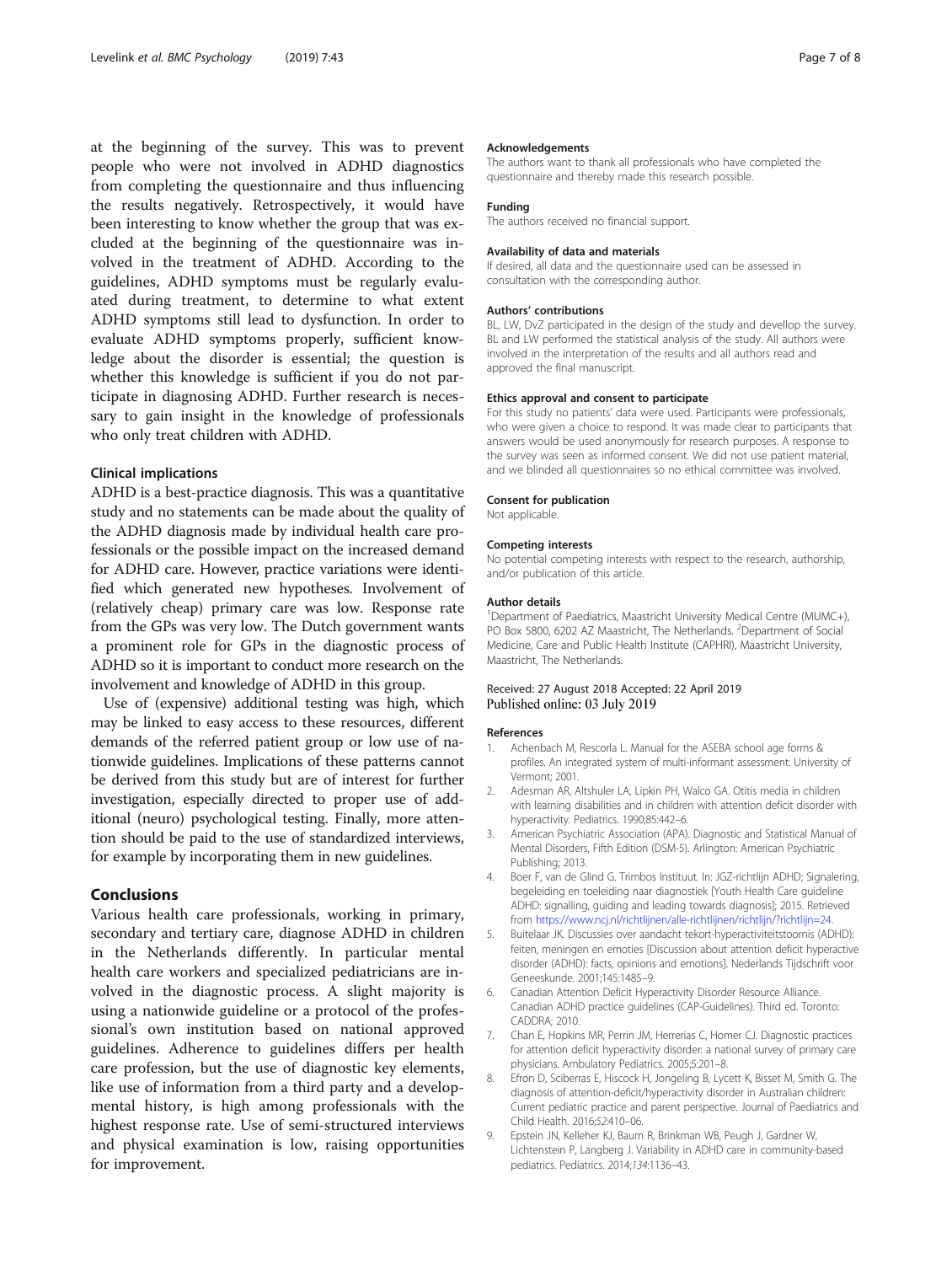at the beginning of the survey. This was to prevent people who were not involved in ADHD diagnostics from completing the questionnaire and thus influencing the results negatively. Retrospectively, it would have been interesting to know whether the group that was excluded at the beginning of the questionnaire was involved in the treatment of ADHD. According to the guidelines, ADHD symptoms must be regularly evaluated during treatment, to determine to what extent ADHD symptoms still lead to dysfunction. In order to evaluate ADHD symptoms properly, sufficient knowledge about the disorder is essential; the question is whether this knowledge is sufficient if you do not participate in diagnosing ADHD. Further research is necessary to gain insight in the knowledge of professionals who only treat children with ADHD.

### Clinical implications

ADHD is a best-practice diagnosis. This was a quantitative study and no statements can be made about the quality of the ADHD diagnosis made by individual health care professionals or the possible impact on the increased demand for ADHD care. However, practice variations were identified which generated new hypotheses. Involvement of (relatively cheap) primary care was low. Response rate from the GPs was very low. The Dutch government wants a prominent role for GPs in the diagnostic process of ADHD so it is important to conduct more research on the involvement and knowledge of ADHD in this group.

Use of (expensive) additional testing was high, which may be linked to easy access to these resources, different demands of the referred patient group or low use of nationwide guidelines. Implications of these patterns cannot be derived from this study but are of interest for further investigation, especially directed to proper use of additional (neuro) psychological testing. Finally, more attention should be paid to the use of standardized interviews, for example by incorporating them in new guidelines.

## Conclusions

Various health care professionals, working in primary, secondary and tertiary care, diagnose ADHD in children in the Netherlands differently. In particular mental health care workers and specialized pediatricians are involved in the diagnostic process. A slight majority is using a nationwide guideline or a protocol of the professional's own institution based on national approved guidelines. Adherence to guidelines differs per health care profession, but the use of diagnostic key elements, like use of information from a third party and a developmental history, is high among professionals with the highest response rate. Use of semi-structured interviews and physical examination is low, raising opportunities for improvement.

#### Acknowledgements

The authors want to thank all professionals who have completed the questionnaire and thereby made this research possible.

#### Funding

The authors received no financial support.

#### Availability of data and materials

If desired, all data and the questionnaire used can be assessed in consultation with the corresponding author.

#### Authors' contributions

BL, LW, DvZ participated in the design of the study and devellop the survey. BL and LW performed the statistical analysis of the study. All authors were involved in the interpretation of the results and all authors read and approved the final manuscript.

#### Ethics approval and consent to participate

For this study no patients' data were used. Participants were professionals, who were given a choice to respond. It was made clear to participants that answers would be used anonymously for research purposes. A response to the survey was seen as informed consent. We did not use patient material, and we blinded all questionnaires so no ethical committee was involved.

#### Consent for publication

Not applicable.

#### Competing interests

No potential competing interests with respect to the research, authorship, and/or publication of this article.

#### Author details

[1]Department of Paediatrics, Maastricht University Medical Centre (MUMC+), PO Box 5800, 6202 AZ Maastricht, The Netherlands. [2]Department of Social Medicine, Care and Public Health Institute (CAPHRI), Maastricht University, Maastricht, The Netherlands.

Received: 27 August 2018 Accepted: 22 April 2019
Published online: 03 July 2019

#### References

1. Achenbach M, Rescorla L. Manual for the ASEBA school age forms & profiles. An integrated system of multi-informant assessment: University of Vermont; 2001.
2. Adesman AR, Altshuler LA, Lipkin PH, Walco GA. Otitis media in children with learning disabilities and in children with attention deficit disorder with hyperactivity. Pediatrics. 1990;85:442–6.
3. American Psychiatric Association (APA). Diagnostic and Statistical Manual of Mental Disorders, Fifth Edition (DSM-5). Arlington: American Psychiatric Publishing; 2013.
4. Boer F, van de Glind G. Trimbos Instituut. In: JGZ-richtlijn ADHD; Signalering, begeleiding en toeleiding naar diagnostiek [Youth Health Care guideline ADHD: signalling, guiding and leading towards diagnosis]; 2015. Retrieved from https://www.ncj.nl/richtlijnen/alle-richtlijnen/richtlijn/?richtlijn=24.
5. Buitelaar JK. Discussies over aandacht tekort-hyperactiviteitstoornis (ADHD): feiten, meningen en emoties [Discussion about attention deficit hyperactive disorder (ADHD): facts, opinions and emotions]. Nederlands Tijdschrift voor Geneeskunde. 2001;145:1485–9.
6. Canadian Attention Deficit Hyperactivity Disorder Resource Alliance. Canadian ADHD practice guidelines (CAP-Guidelines). Third ed. Toronto: CADDRA; 2010.
7. Chan E, Hopkins MR, Perrin JM, Herrerias C, Homer CJ. Diagnostic practices for attention deficit hyperactivity disorder: a national survey of primary care physicians. Ambulatory Pediatrics. 2005;5:201–8.
8. Efron D, Sciberras E, Hiscock H, Jongeling B, Lycett K, Bisset M, Smith G. The diagnosis of attention-deficit/hyperactivity disorder in Australian children: Current pediatric practice and parent perspective. Journal of Paediatrics and Child Health. 2016;*52*:410–06.
9. Epstein JN, Kelleher KJ, Baum R, Brinkman WB, Peugh J, Gardner W, Lichtenstein P, Langberg J. Variability in ADHD care in community-based pediatrics. Pediatrics. 2014;*134*:1136–43.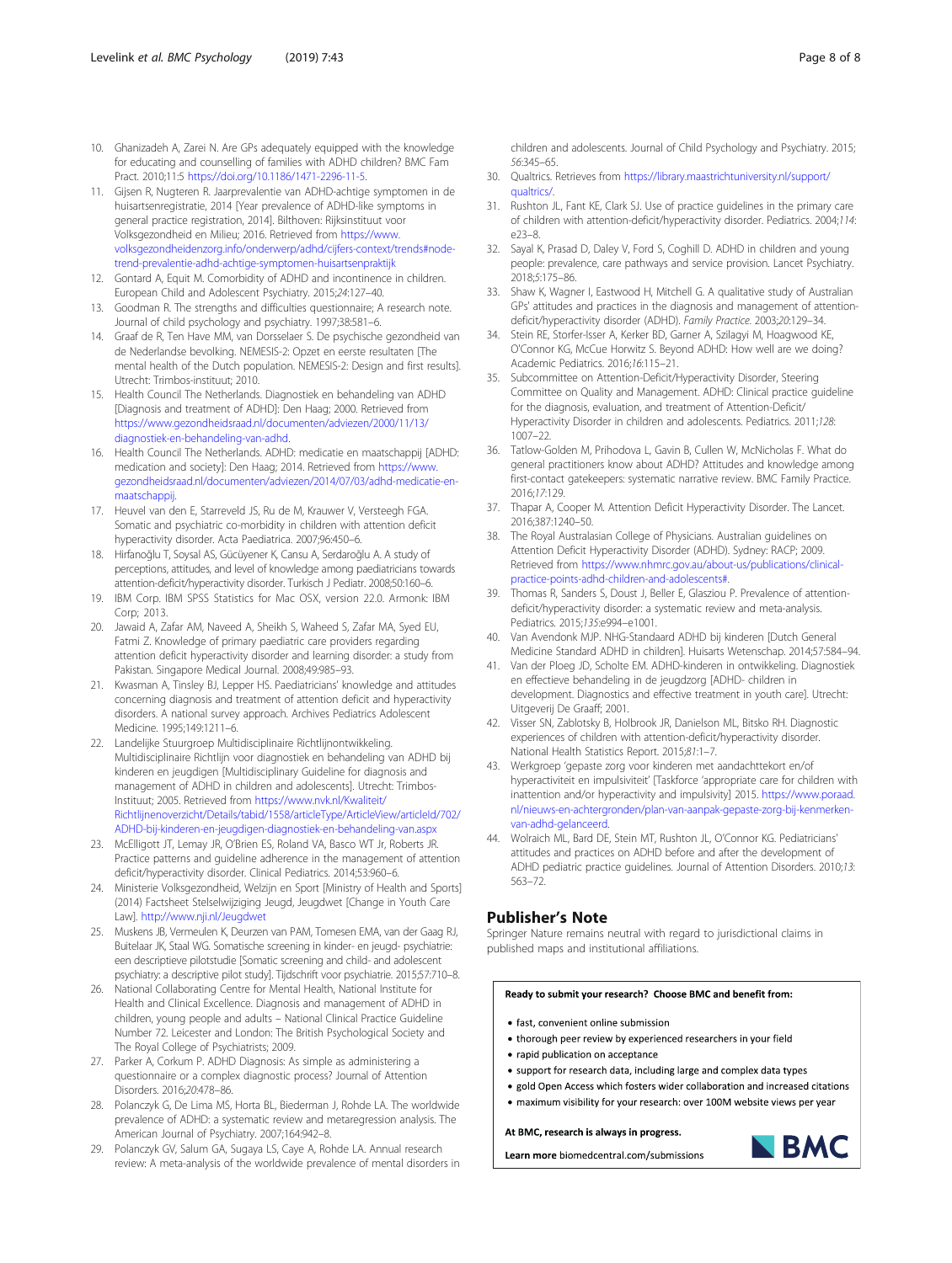10. Ghanizadeh A, Zarei N. Are GPs adequately equipped with the knowledge for educating and counselling of families with ADHD children? BMC Fam Pract. 2010;11:5 https://doi.org/10.1186/1471-2296-11-5.
11. Gijsen R, Nugteren R. Jaarprevalentie van ADHD-achtige symptomen in de huisartsenregistratie, 2014 [Year prevalence of ADHD-like symptoms in general practice registration, 2014]. Bilthoven: Rijksinstituut voor Volksgezondheid en Milieu; 2016. Retrieved from https://www.volksgezondheidenzorg.info/onderwerp/adhd/cijfers-context/trends#node-trend-prevalentie-adhd-achtige-symptomen-huisartsenpraktijk
12. Gontard A, Equit M. Comorbidity of ADHD and incontinence in children. European Child and Adolescent Psychiatry. 2015;24:127–40.
13. Goodman R. The strengths and difficulties questionnaire; A research note. Journal of child psychology and psychiatry. 1997;38:581–6.
14. Graaf de R, Ten Have MM, van Dorsselaer S. De psychische gezondheid van de Nederlandse bevolking. NEMESIS-2: Opzet en eerste resultaten [The mental health of the Dutch population. NEMESIS-2: Design and first results]. Utrecht: Trimbos-instituut; 2010.
15. Health Council The Netherlands. Diagnostiek en behandeling van ADHD [Diagnosis and treatment of ADHD]: Den Haag; 2000. Retrieved from https://www.gezondheidsraad.nl/documenten/adviezen/2000/11/13/diagnostiek-en-behandeling-van-adhd.
16. Health Council The Netherlands. ADHD: medicatie en maatschappij [ADHD: medication and society]: Den Haag; 2014. Retrieved from https://www.gezondheidsraad.nl/documenten/adviezen/2014/07/03/adhd-medicatie-en-maatschappij.
17. Heuvel van den E, Starreveld JS, Ru de M, Krauwer V, Versteegh FGA. Somatic and psychiatric co-morbidity in children with attention deficit hyperactivity disorder. Acta Paediatrica. 2007;96:450–6.
18. Hirfanoğlu T, Soysal AS, Gücüyener K, Cansu A, Serdaroğlu A. A study of perceptions, attitudes, and level of knowledge among paediatricians towards attention-deficit/hyperactivity disorder. Turkisch J Pediatr. 2008;50:160–6.
19. IBM Corp. IBM SPSS Statistics for Mac OSX, version 22.0. Armonk: IBM Corp; 2013.
20. Jawaid A, Zafar AM, Naveed A, Sheikh S, Waheed S, Zafar MA, Syed EU, Fatmi Z. Knowledge of primary paediatric care providers regarding attention deficit hyperactivity disorder and learning disorder: a study from Pakistan. Singapore Medical Journal. 2008;49:985–93.
21. Kwasman A, Tinsley BJ, Lepper HS. Paediatricians' knowledge and attitudes concerning diagnosis and treatment of attention deficit and hyperactivity disorders. A national survey approach. Archives Pediatrics Adolescent Medicine. 1995;149:1211–6.
22. Landelijke Stuurgroep Multidisciplinaire Richtlijnontwikkeling. Multidisciplinaire Richtlijn voor diagnostiek en behandeling van ADHD bij kinderen en jeugdigen [Multidisciplinary Guideline for diagnosis and management of ADHD in children and adolescents]. Utrecht: Trimbos-Instituut; 2005. Retrieved from https://www.nvk.nl/Kwaliteit/Richtlijnenoverzicht/Details/tabid/1558/articleType/ArticleView/articleId/702/ADHD-bij-kinderen-en-jeugdigen-diagnostiek-en-behandeling-van.aspx
23. McElligott JT, Lemay JR, O'Brien ES, Roland VA, Basco WT Jr, Roberts JR. Practice patterns and guideline adherence in the management of attention deficit/hyperactivity disorder. Clinical Pediatrics. 2014;53:960–6.
24. Ministerie Volksgezondheid, Welzijn en Sport [Ministry of Health and Sports] (2014) Factsheet Stelselwijziging Jeugd, Jeugdwet [Change in Youth Care Law]. http://www.nji.nl/Jeugdwet
25. Muskens JB, Vermeulen K, Deurzen van PAM, Tomesen EMA, van der Gaag RJ, Buitelaar JK, Staal WG. Somatische screening in kinder- en jeugd- psychiatrie: een descriptieve pilotstudie [Somatic screening in child- and adolescent psychiatry: a descriptive pilot study]. Tijdschrift voor psychiatrie. 2015;57:710–8.
26. National Collaborating Centre for Mental Health, National Institute for Health and Clinical Excellence. Diagnosis and management of ADHD in children, young people and adults – National Clinical Practice Guideline Number 72. Leicester and London: The British Psychological Society and The Royal College of Psychiatrists; 2009.
27. Parker A, Corkum P. ADHD Diagnosis: As simple as administering a questionnaire or a complex diagnostic process? Journal of Attention Disorders. 2016;20:478–86.
28. Polanczyk G, De Lima MS, Horta BL, Biederman J, Rohde LA. The worldwide prevalence of ADHD: a systematic review and metaregression analysis. The American Journal of Psychiatry. 2007;164:942–8.
29. Polanczyk GV, Salum GA, Sugaya LS, Caye A, Rohde LA. Annual research review: A meta-analysis of the worldwide prevalence of mental disorders in children and adolescents. Journal of Child Psychology and Psychiatry. 2015; *56*:345–65.
30. Qualtrics. Retrieves from https://library.maastrichtuniversity.nl/support/qualtrics/.
31. Rushton JL, Fant KE, Clark SJ. Use of practice guidelines in the primary care of children with attention-deficit/hyperactivity disorder. Pediatrics. 2004;*114*:e23–8.
32. Sayal K, Prasad D, Daley V, Ford S, Coghill D. ADHD in children and young people: prevalence, care pathways and service provision. Lancet Psychiatry. 2018;*5*:175–86.
33. Shaw K, Wagner I, Eastwood H, Mitchell G. A qualitative study of Australian GPs' attitudes and practices in the diagnosis and management of attention-deficit/hyperactivity disorder (ADHD). *Family Practice*. 2003;*20*:129–34.
34. Stein RE, Storfer-Isser A, Kerker BD, Garner A, Szilagyi M, Hoagwood KE, O'Connor KG, McCue Horwitz S. Beyond ADHD: How well are we doing? Academic Pediatrics. 2016;*16*:115–21.
35. Subcommittee on Attention-Deficit/Hyperactivity Disorder, Steering Committee on Quality and Management. ADHD: Clinical practice guideline for the diagnosis, evaluation, and treatment of Attention-Deficit/Hyperactivity Disorder in children and adolescents. Pediatrics. 2011;*128*:1007–22.
36. Tatlow-Golden M, Prihodova L, Gavin B, Cullen W, McNicholas F. What do general practitioners know about ADHD? Attitudes and knowledge among first-contact gatekeepers: systematic narrative review. BMC Family Practice. 2016;*17*:129.
37. Thapar A, Cooper M. Attention Deficit Hyperactivity Disorder. The Lancet. 2016;387:1240–50.
38. The Royal Australasian College of Physicians. Australian guidelines on Attention Deficit Hyperactivity Disorder (ADHD). Sydney: RACP; 2009. Retrieved from https://www.nhmrc.gov.au/about-us/publications/clinical-practice-points-adhd-children-and-adolescents#.
39. Thomas R, Sanders S, Doust J, Beller E, Glasziou P. Prevalence of attention-deficit/hyperactivity disorder: a systematic review and meta-analysis. Pediatrics. 2015;*135*:e994–e1001.
40. Van Avendonk MJP. NHG-Standaard ADHD bij kinderen [Dutch General Medicine Standard ADHD in children]. Huisarts Wetenschap. 2014;57:584–94.
41. Van der Ploeg JD, Scholte EM. ADHD-kinderen in ontwikkeling. Diagnostiek en effectieve behandeling in de jeugdzorg [ADHD- children in development. Diagnostics and effective treatment in youth care]. Utrecht: Uitgeverij De Graaff; 2001.
42. Visser SN, Zablotsky B, Holbrook JR, Danielson ML, Bitsko RH. Diagnostic experiences of children with attention-deficit/hyperactivity disorder. National Health Statistics Report. 2015;*81*:1–7.
43. Werkgroep 'gepaste zorg voor kinderen met aandachttekort en/of hyperactiviteit en impulsiviteit' [Taskforce 'appropriate care for children with inattention and/or hyperactivity and impulsivity] 2015. https://www.poraad.nl/nieuws-en-achtergronden/plan-van-aanpak-gepaste-zorg-bij-kenmerken-van-adhd-gelanceerd.
44. Wolraich ML, Bard DE, Stein MT, Rushton JL, O'Connor KG. Pediatricians' attitudes and practices on ADHD before and after the development of ADHD pediatric practice guidelines. Journal of Attention Disorders. 2010;*13*:563–72.

## Publisher's Note

Springer Nature remains neutral with regard to jurisdictional claims in published maps and institutional affiliations.

**Ready to submit your research? Choose BMC and benefit from:**

- fast, convenient online submission
- thorough peer review by experienced researchers in your field
- rapid publication on acceptance
- support for research data, including large and complex data types
- gold Open Access which fosters wider collaboration and increased citations
- maximum visibility for your research: over 100M website views per year

**At BMC, research is always in progress.**

**Learn more** biomedcentral.com/submissions